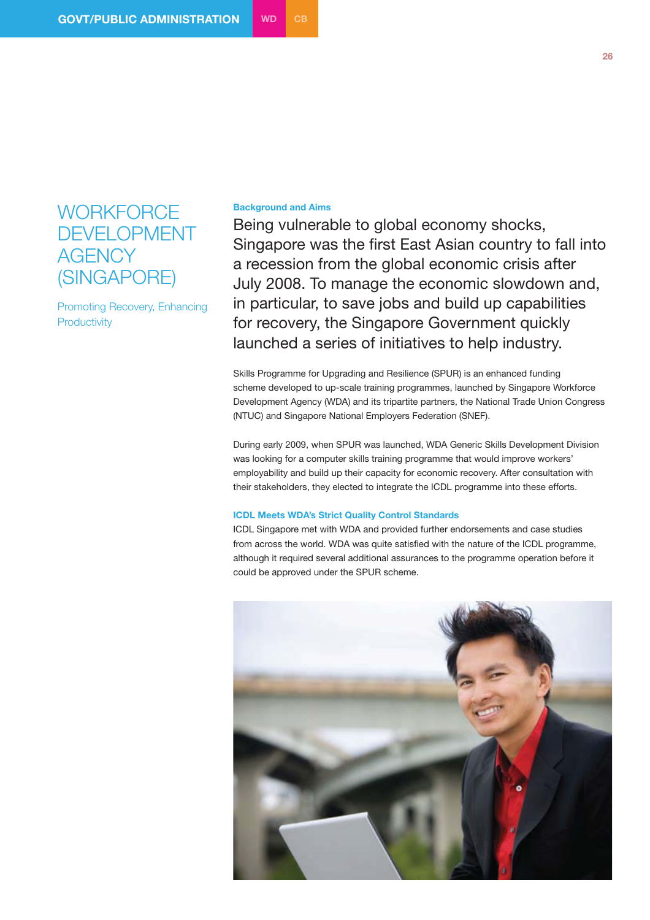# WORKFORCE DEVELOPMENT AGENCY (SINGAPORE)

Promoting Recovery, Enhancing Productivity

### Background and Aims

Being vulnerable to global economy shocks, Singapore was the first East Asian country to fall into a recession from the global economic crisis after July 2008. To manage the economic slowdown and, in particular, to save jobs and build up capabilities for recovery, the Singapore Government quickly launched a series of initiatives to help industry.

Skills Programme for Upgrading and Resilience (SPUR) is an enhanced funding scheme developed to up-scale training programmes, launched by Singapore Workforce Development Agency (WDA) and its tripartite partners, the National Trade Union Congress (NTUC) and Singapore National Employers Federation (SNEF).

During early 2009, when SPUR was launched, WDA Generic Skills Development Division was looking for a computer skills training programme that would improve workers' employability and build up their capacity for economic recovery. After consultation with their stakeholders, they elected to integrate the ICDL programme into these efforts.

### ICDL Meets WDA's Strict Quality Control Standards

ICDL Singapore met with WDA and provided further endorsements and case studies from across the world. WDA was quite satisfied with the nature of the ICDL programme, although it required several additional assurances to the programme operation before it could be approved under the SPUR scheme.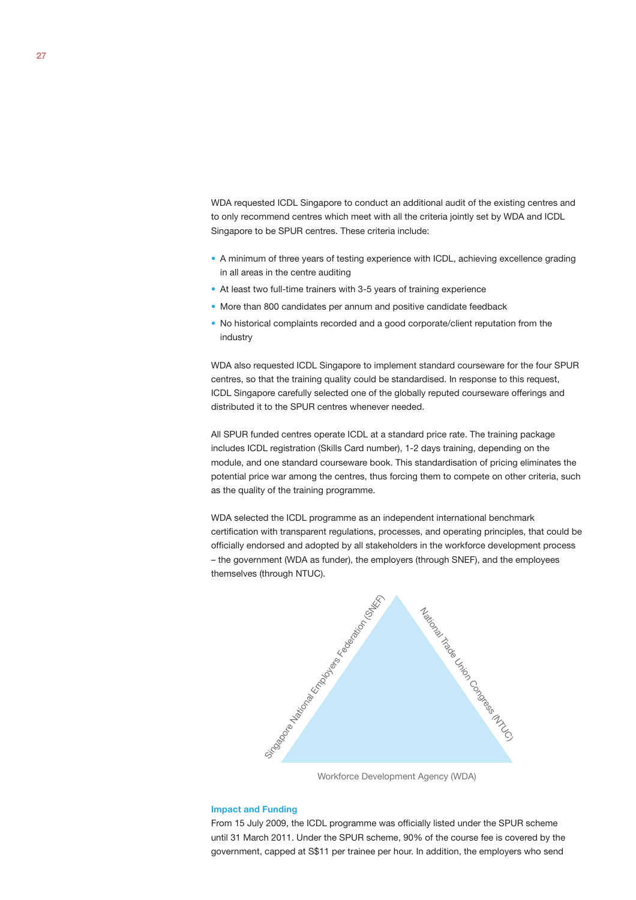WDA requested ICDL Singapore to conduct an additional audit of the existing centres and to only recommend centres which meet with all the criteria jointly set by WDA and ICDL Singapore to be SPUR centres. These criteria include:

- A minimum of three years of testing experience with ICDL, achieving excellence grading in all areas in the centre auditing
- At least two full-time trainers with 3-5 years of training experience
- More than 800 candidates per annum and positive candidate feedback
- No historical complaints recorded and a good corporate/client reputation from the industry

WDA also requested ICDL Singapore to implement standard courseware for the four SPUR centres, so that the training quality could be standardised. In response to this request, ICDL Singapore carefully selected one of the globally reputed courseware offerings and distributed it to the SPUR centres whenever needed.

All SPUR funded centres operate ICDL at a standard price rate. The training package includes ICDL registration (Skills Card number), 1-2 days training, depending on the module, and one standard courseware book. This standardisation of pricing eliminates the potential price war among the centres, thus forcing them to compete on other criteria, such as the quality of the training programme.

WDA selected the ICDL programme as an independent international benchmark certification with transparent regulations, processes, and operating principles, that could be officially endorsed and adopted by all stakeholders in the workforce development process – the government (WDA as funder), the employers (through SNEF), and the employees themselves (through NTUC).

Singapore National Employers Federation (SNEF)

National Trade Union Congress (NTUC)

Workforce Development Agency (WDA)

### Impact and Funding

From 15 July 2009, the ICDL programme was officially listed under the SPUR scheme until 31 March 2011. Under the SPUR scheme, 90% of the course fee is covered by the government, capped at S$11 per trainee per hour. In addition, the employers who send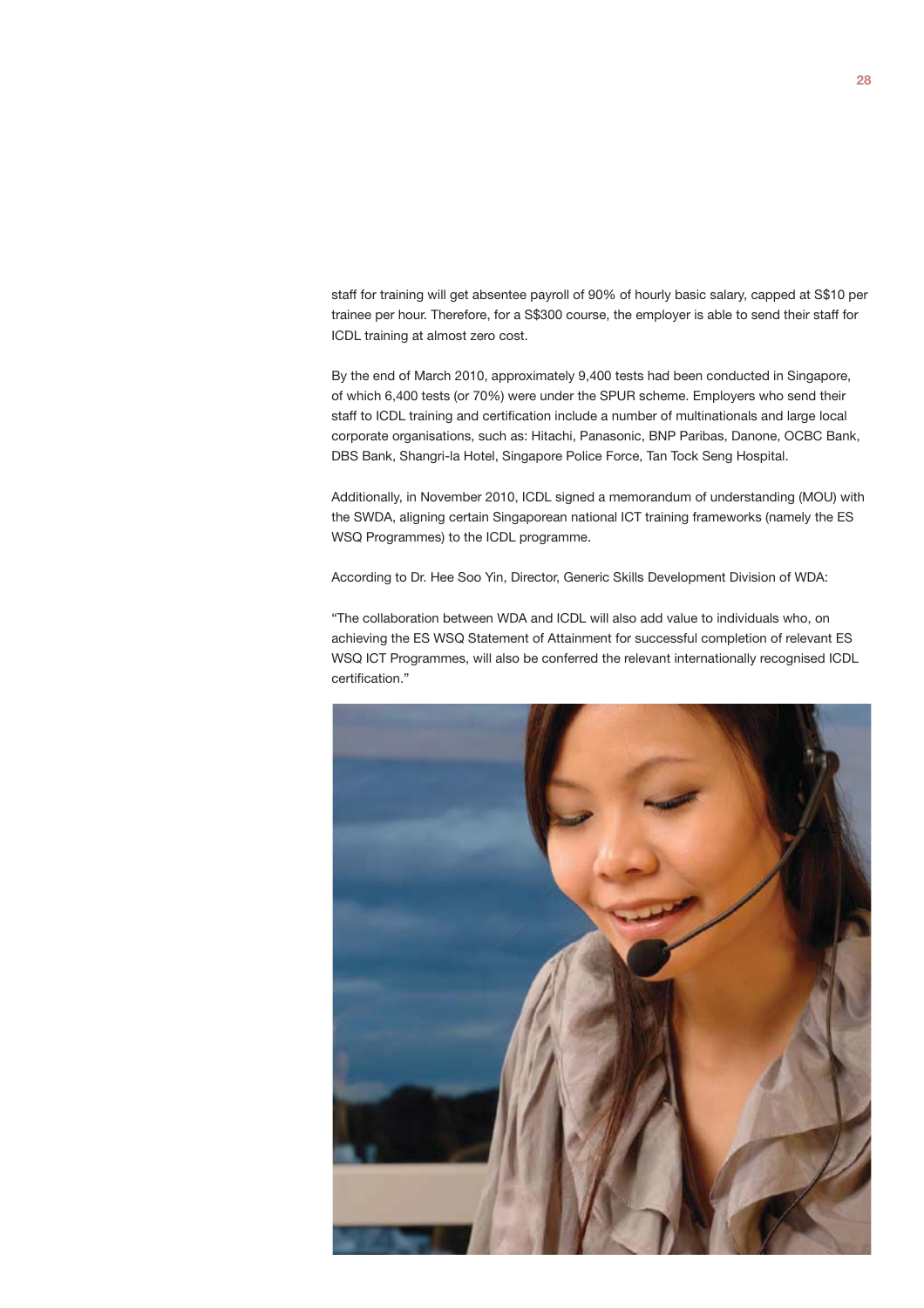staff for training will get absentee payroll of 90% of hourly basic salary, capped at S$10 per trainee per hour. Therefore, for a S$300 course, the employer is able to send their staff for ICDL training at almost zero cost.

By the end of March 2010, approximately 9,400 tests had been conducted in Singapore, of which 6,400 tests (or 70%) were under the SPUR scheme. Employers who send their staff to ICDL training and certification include a number of multinationals and large local corporate organisations, such as: Hitachi, Panasonic, BNP Paribas, Danone, OCBC Bank, DBS Bank, Shangri-la Hotel, Singapore Police Force, Tan Tock Seng Hospital.

Additionally, in November 2010, ICDL signed a memorandum of understanding (MOU) with the SWDA, aligning certain Singaporean national ICT training frameworks (namely the ES WSQ Programmes) to the ICDL programme.

According to Dr. Hee Soo Yin, Director, Generic Skills Development Division of WDA:

"The collaboration between WDA and ICDL will also add value to individuals who, on achieving the ES WSQ Statement of Attainment for successful completion of relevant ES WSQ ICT Programmes, will also be conferred the relevant internationally recognised ICDL certification."